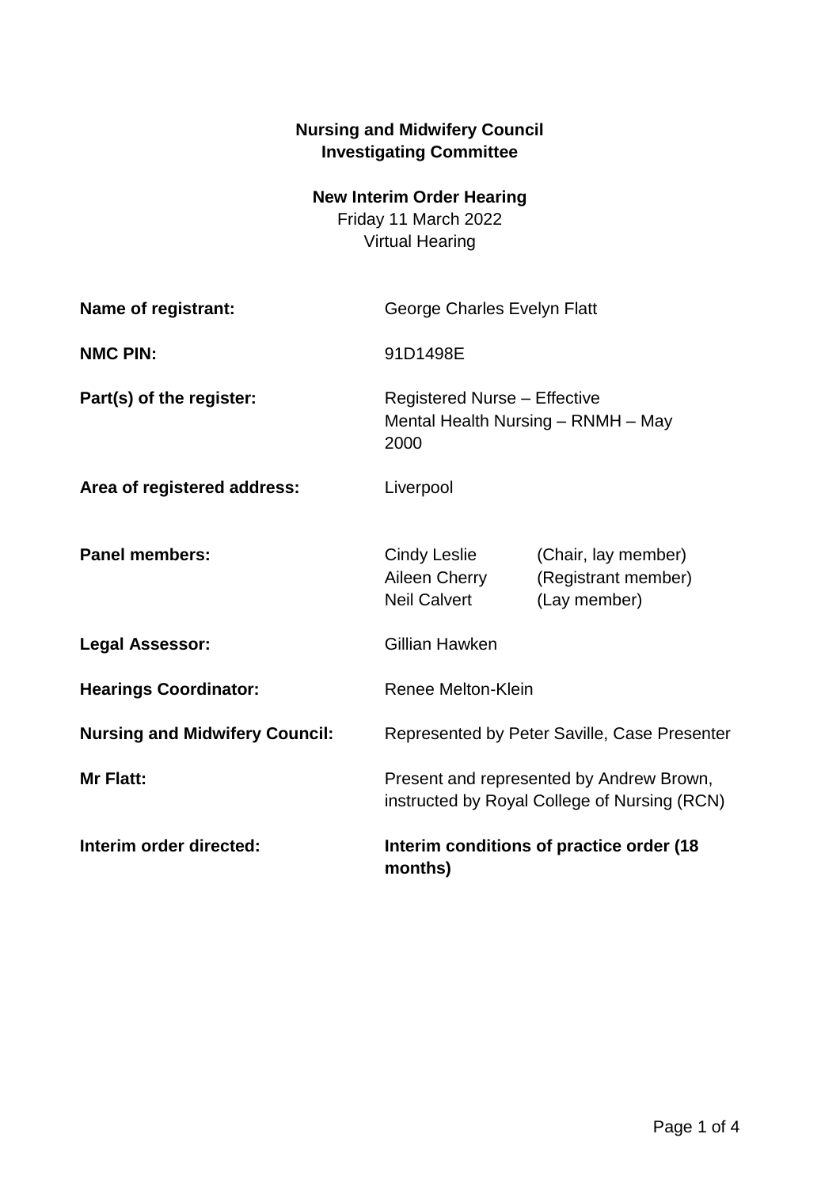**Nursing and Midwifery Council**
**Investigating Committee**

**New Interim Order Hearing**
Friday 11 March 2022
Virtual Hearing

| | |
|---|---|
| **Name of registrant:** | George Charles Evelyn Flatt |
| **NMC PIN:** | 91D1498E |
| **Part(s) of the register:** | Registered Nurse – Effective<br>Mental Health Nursing – RNMH – May 2000 |
| **Area of registered address:** | Liverpool |
| **Panel members:** | Cindy Leslie (Chair, lay member)<br>Aileen Cherry (Registrant member)<br>Neil Calvert (Lay member) |
| **Legal Assessor:** | Gillian Hawken |
| **Hearings Coordinator:** | Renee Melton-Klein |
| **Nursing and Midwifery Council:** | Represented by Peter Saville, Case Presenter |
| **Mr Flatt:** | Present and represented by Andrew Brown, instructed by Royal College of Nursing (RCN) |
| **Interim order directed:** | **Interim conditions of practice order (18 months)** |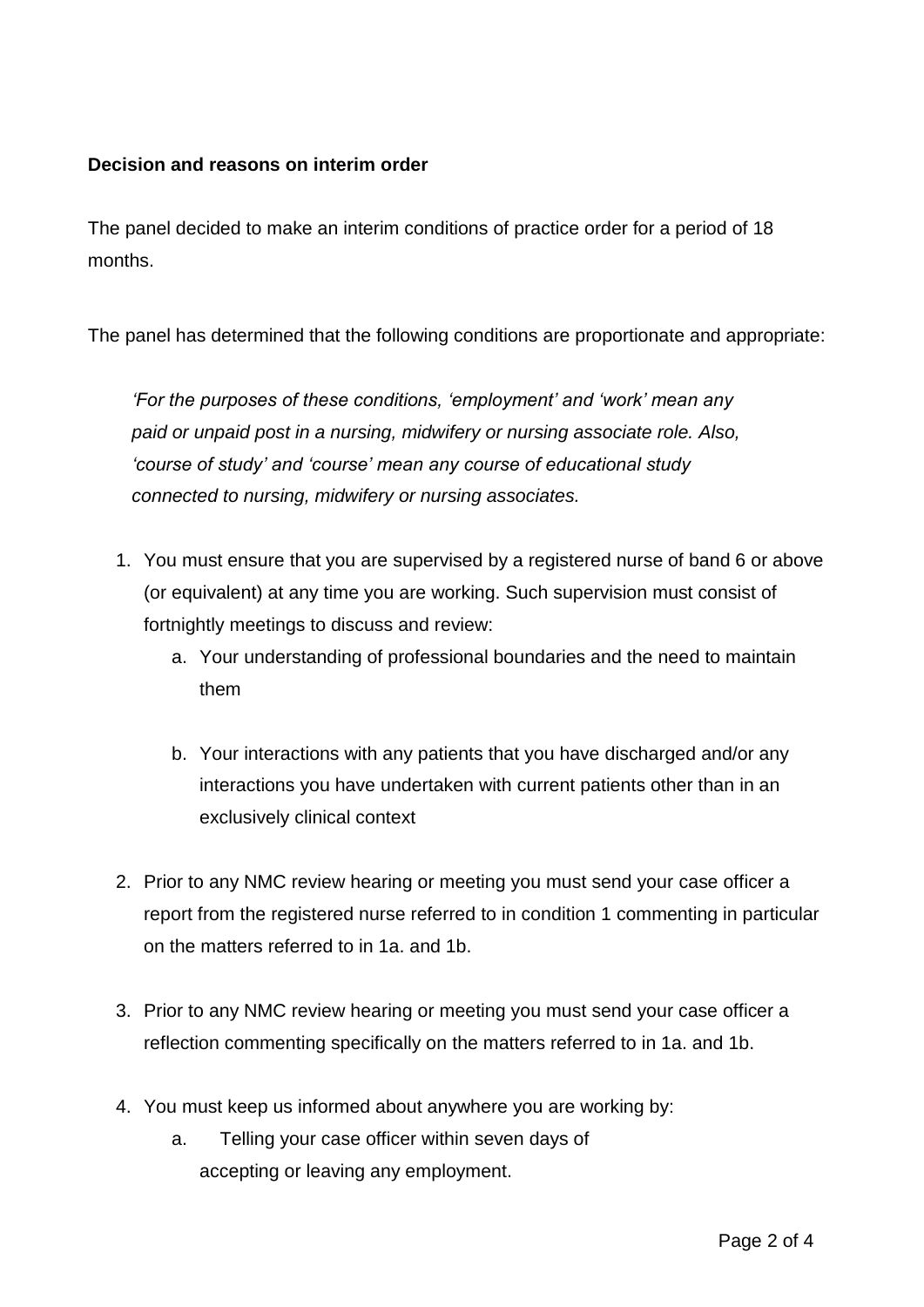**Decision and reasons on interim order**

The panel decided to make an interim conditions of practice order for a period of 18 months.

The panel has determined that the following conditions are proportionate and appropriate:

> *'For the purposes of these conditions, 'employment' and 'work' mean any paid or unpaid post in a nursing, midwifery or nursing associate role. Also, 'course of study' and 'course' mean any course of educational study connected to nursing, midwifery or nursing associates.*

1. You must ensure that you are supervised by a registered nurse of band 6 or above (or equivalent) at any time you are working. Such supervision must consist of fortnightly meetings to discuss and review:
   a. Your understanding of professional boundaries and the need to maintain them

   b. Your interactions with any patients that you have discharged and/or any interactions you have undertaken with current patients other than in an exclusively clinical context

2. Prior to any NMC review hearing or meeting you must send your case officer a report from the registered nurse referred to in condition 1 commenting in particular on the matters referred to in 1a. and 1b.

3. Prior to any NMC review hearing or meeting you must send your case officer a reflection commenting specifically on the matters referred to in 1a. and 1b.

4. You must keep us informed about anywhere you are working by:
   a. Telling your case officer within seven days of accepting or leaving any employment.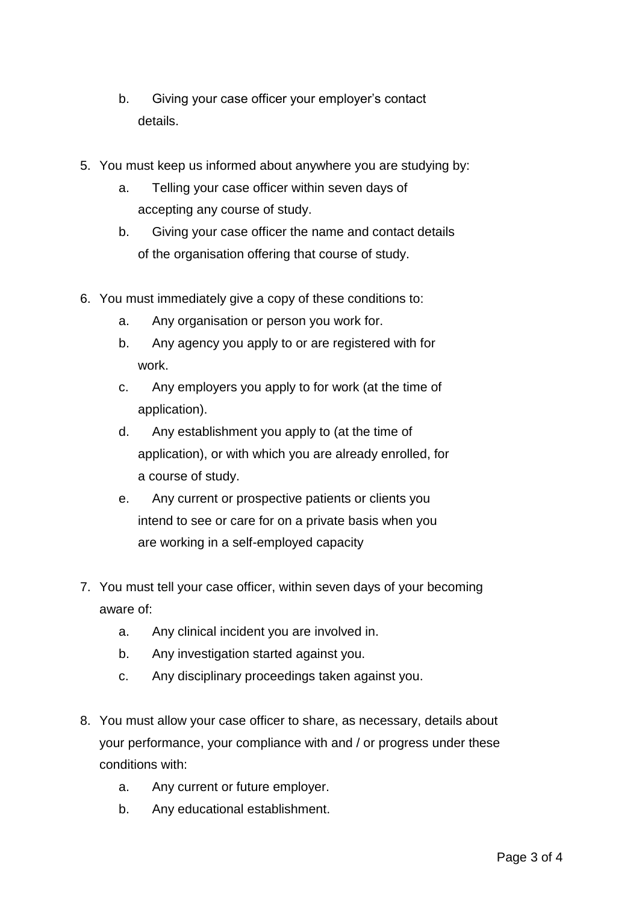b. Giving your case officer your employer's contact details.

5. You must keep us informed about anywhere you are studying by:
   a. Telling your case officer within seven days of accepting any course of study.
   b. Giving your case officer the name and contact details of the organisation offering that course of study.

6. You must immediately give a copy of these conditions to:
   a. Any organisation or person you work for.
   b. Any agency you apply to or are registered with for work.
   c. Any employers you apply to for work (at the time of application).
   d. Any establishment you apply to (at the time of application), or with which you are already enrolled, for a course of study.
   e. Any current or prospective patients or clients you intend to see or care for on a private basis when you are working in a self-employed capacity

7. You must tell your case officer, within seven days of your becoming aware of:
   a. Any clinical incident you are involved in.
   b. Any investigation started against you.
   c. Any disciplinary proceedings taken against you.

8. You must allow your case officer to share, as necessary, details about your performance, your compliance with and / or progress under these conditions with:
   a. Any current or future employer.
   b. Any educational establishment.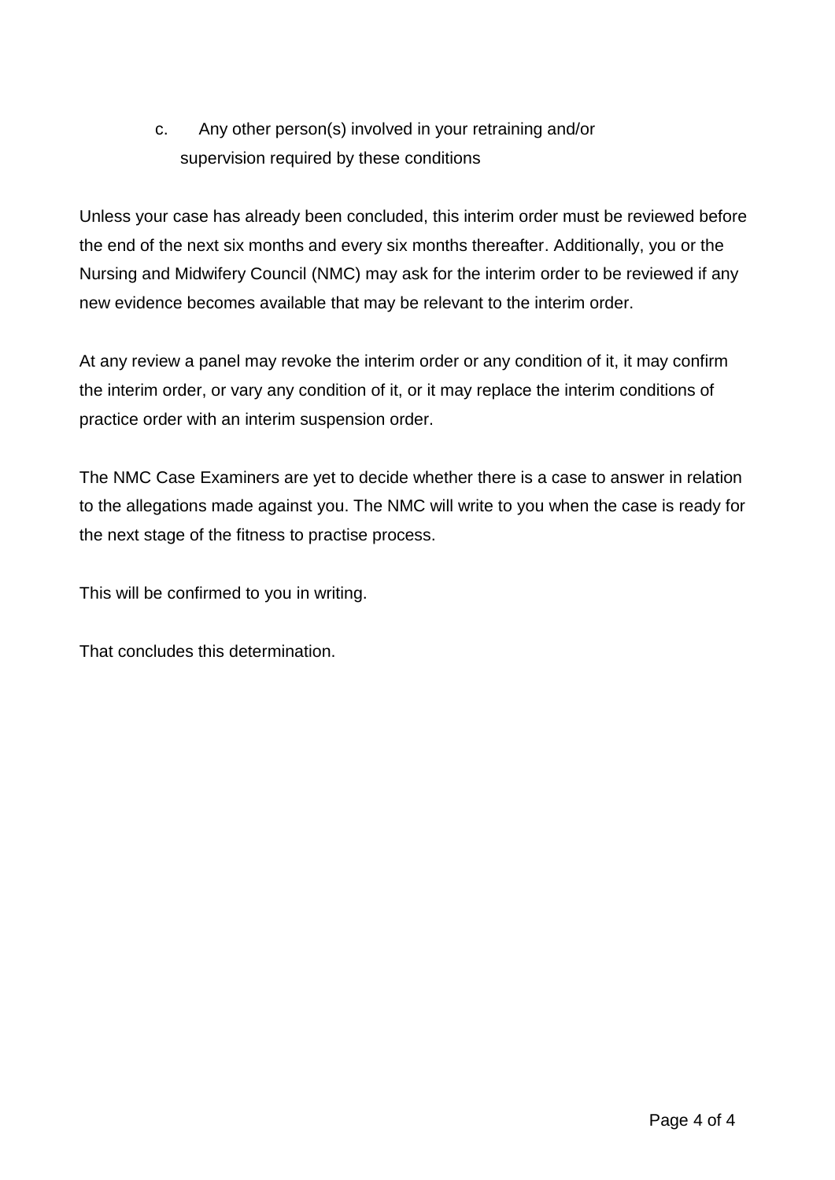c. Any other person(s) involved in your retraining and/or supervision required by these conditions

Unless your case has already been concluded, this interim order must be reviewed before the end of the next six months and every six months thereafter. Additionally, you or the Nursing and Midwifery Council (NMC) may ask for the interim order to be reviewed if any new evidence becomes available that may be relevant to the interim order.

At any review a panel may revoke the interim order or any condition of it, it may confirm the interim order, or vary any condition of it, or it may replace the interim conditions of practice order with an interim suspension order.

The NMC Case Examiners are yet to decide whether there is a case to answer in relation to the allegations made against you. The NMC will write to you when the case is ready for the next stage of the fitness to practise process.

This will be confirmed to you in writing.

That concludes this determination.